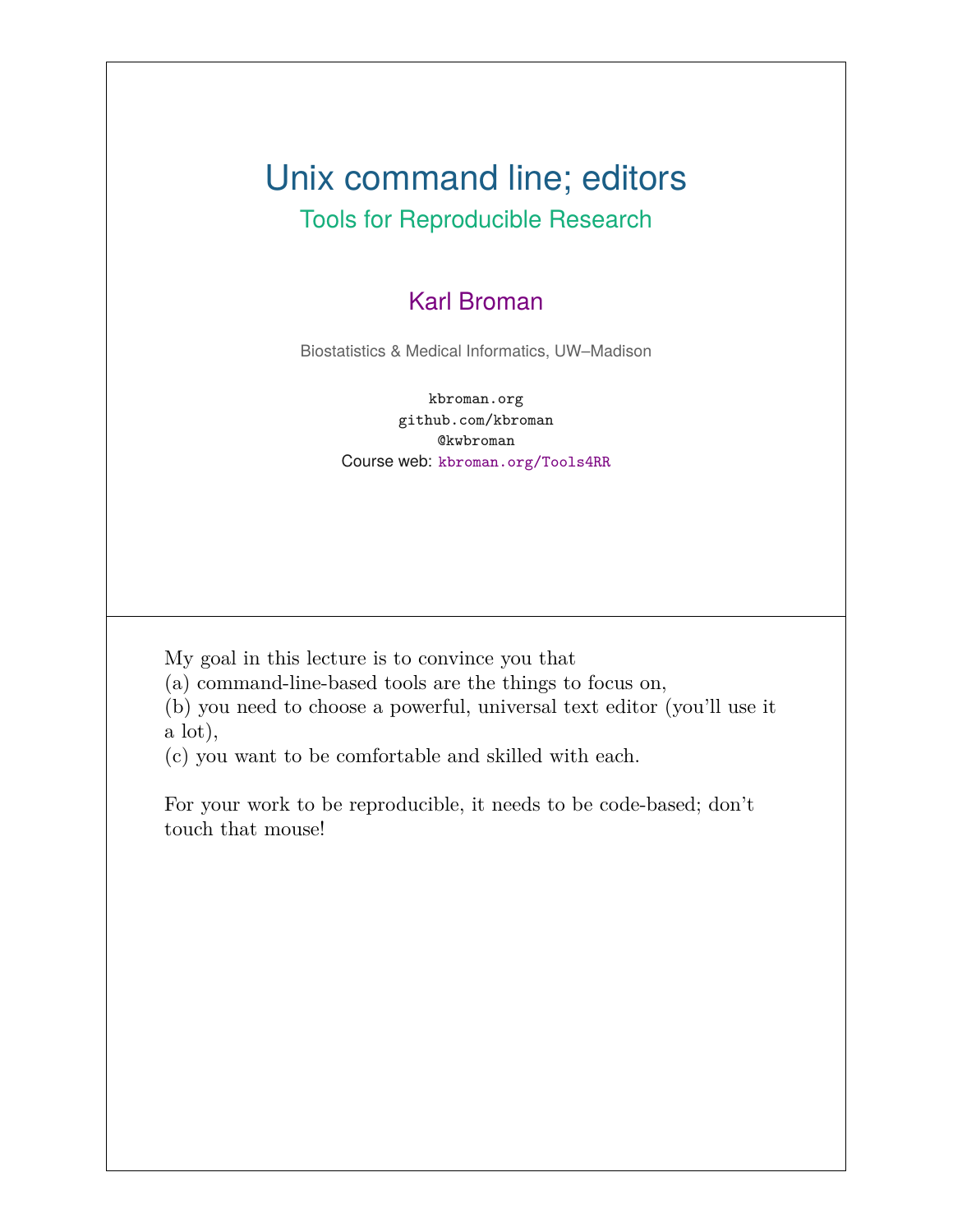# Unix command line; editors

## Tools for Reproducible Research

Karl Broman

Biostatistics & Medical Informatics, UW–Madison

kbroman.org
github.com/kbroman
@kwbroman
Course web: kbroman.org/Tools4RR

---

My goal in this lecture is to convince you that
(a) command-line-based tools are the things to focus on,
(b) you need to choose a powerful, universal text editor (you'll use it a lot),
(c) you want to be comfortable and skilled with each.

For your work to be reproducible, it needs to be code-based; don't touch that mouse!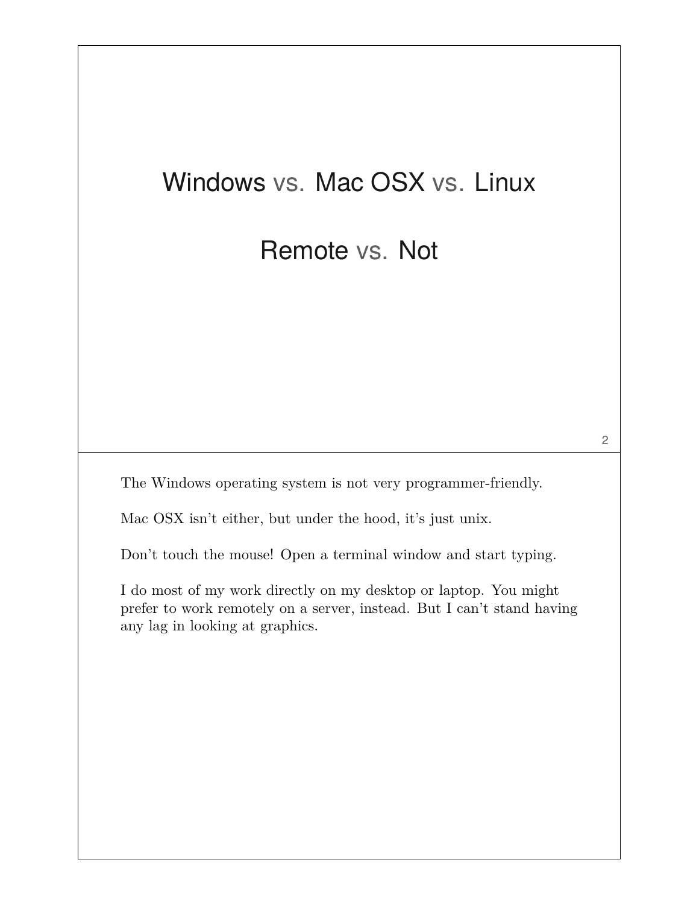# Windows vs. Mac OSX vs. Linux

# Remote vs. Not

The Windows operating system is not very programmer-friendly.

Mac OSX isn't either, but under the hood, it's just unix.

Don't touch the mouse! Open a terminal window and start typing.

I do most of my work directly on my desktop or laptop. You might prefer to work remotely on a server, instead. But I can't stand having any lag in looking at graphics.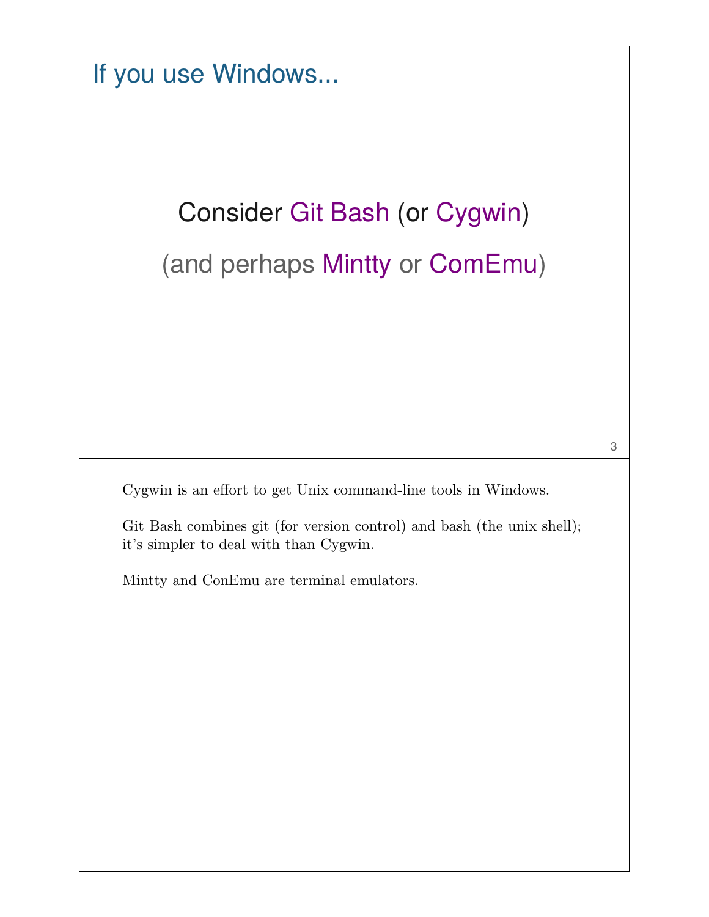## If you use Windows...

Consider Git Bash (or Cygwin)

(and perhaps Mintty or ComEmu)

Cygwin is an effort to get Unix command-line tools in Windows.

Git Bash combines git (for version control) and bash (the unix shell); it's simpler to deal with than Cygwin.

Mintty and ConEmu are terminal emulators.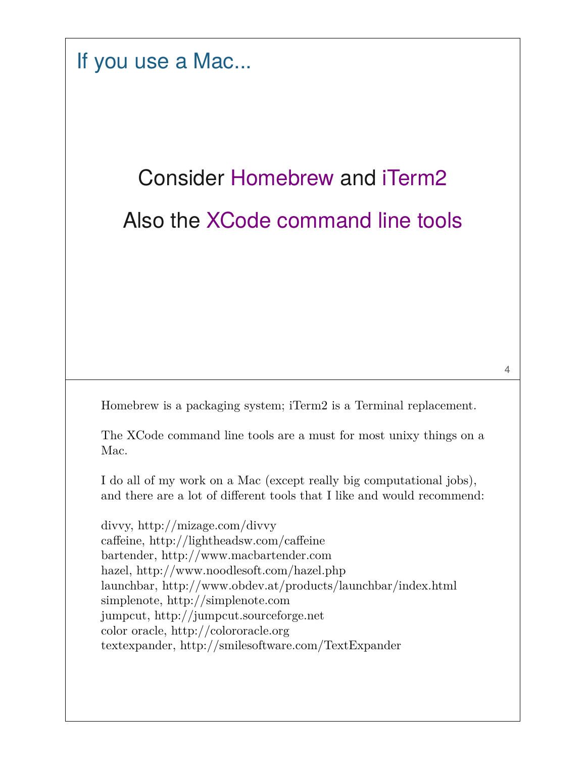## If you use a Mac...

Consider Homebrew and iTerm2

Also the XCode command line tools

Homebrew is a packaging system; iTerm2 is a Terminal replacement.

The XCode command line tools are a must for most unixy things on a Mac.

I do all of my work on a Mac (except really big computational jobs), and there are a lot of different tools that I like and would recommend:

divvy, http://mizage.com/divvy
caffeine, http://lightheadsw.com/caffeine
bartender, http://www.macbartender.com
hazel, http://www.noodlesoft.com/hazel.php
launchbar, http://www.obdev.at/products/launchbar/index.html
simplenote, http://simplenote.com
jumpcut, http://jumpcut.sourceforge.net
color oracle, http://colororacle.org
textexpander, http://smilesoftware.com/TextExpander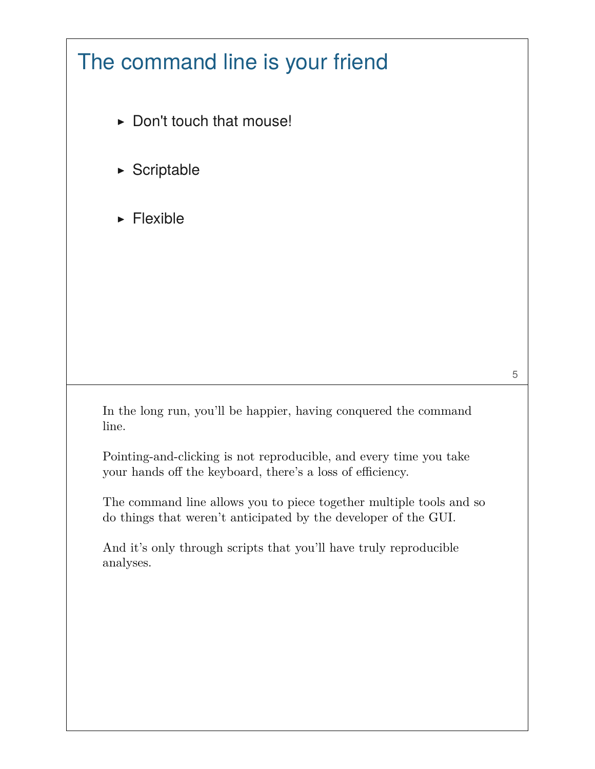# The command line is your friend

- Don't touch that mouse!
- Scriptable
- Flexible

In the long run, you'll be happier, having conquered the command line.

Pointing-and-clicking is not reproducible, and every time you take your hands off the keyboard, there's a loss of efficiency.

The command line allows you to piece together multiple tools and so do things that weren't anticipated by the developer of the GUI.

And it's only through scripts that you'll have truly reproducible analyses.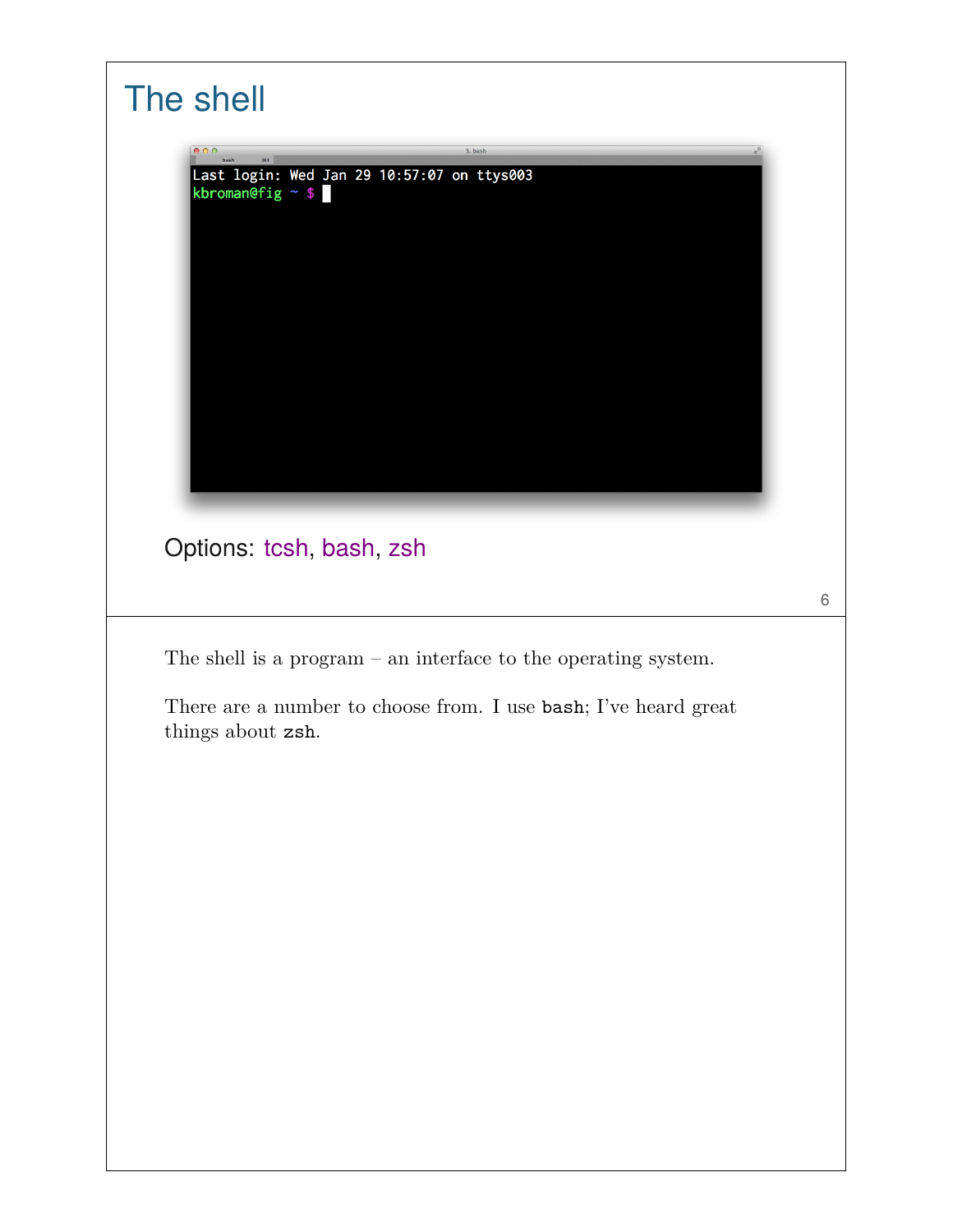# The shell

```
Last login: Wed Jan 29 10:57:07 on ttys003
kbroman@fig ~ $
```

Options: tcsh, bash, zsh

The shell is a program – an interface to the operating system.

There are a number to choose from. I use `bash`; I've heard great things about `zsh`.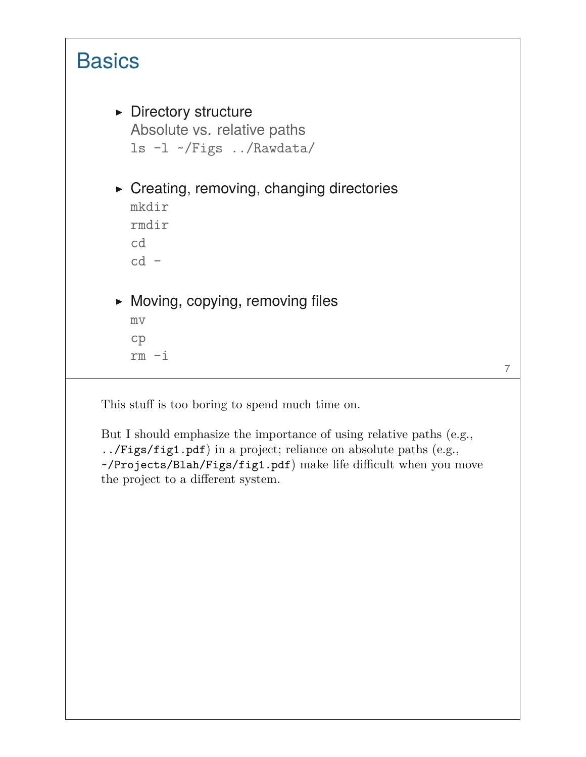# Basics

- Directory structure
  Absolute vs. relative paths
  `ls -l ~/Figs ../Rawdata/`

- Creating, removing, changing directories
  `mkdir`
  `rmdir`
  `cd`
  `cd -`

- Moving, copying, removing files
  `mv`
  `cp`
  `rm -i`

This stuff is too boring to spend much time on.

But I should emphasize the importance of using relative paths (e.g., `../Figs/fig1.pdf`) in a project; reliance on absolute paths (e.g., `~/Projects/Blah/Figs/fig1.pdf`) make life difficult when you move the project to a different system.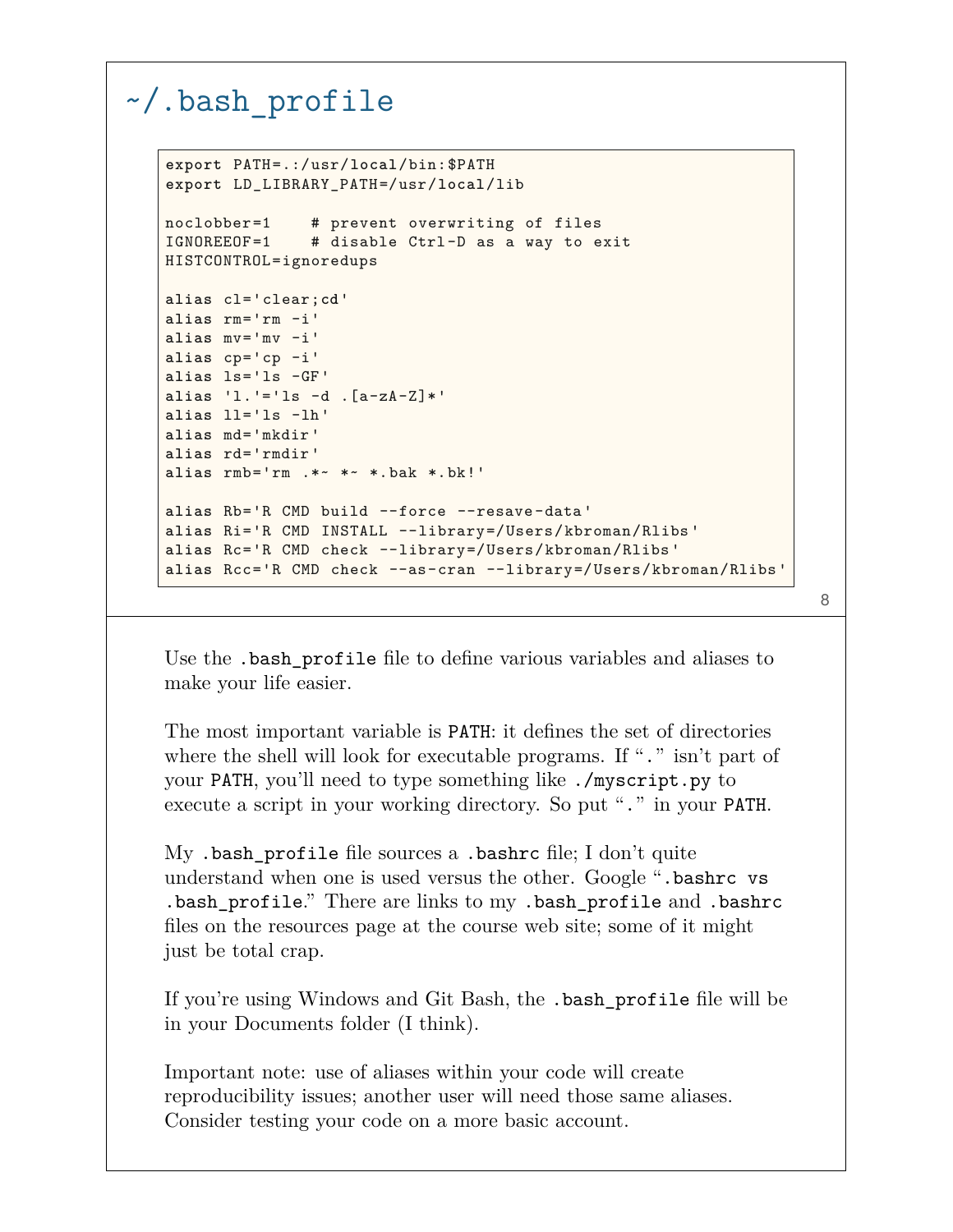# ~/.bash_profile

```
export PATH=.:/usr/local/bin:$PATH
export LD_LIBRARY_PATH=/usr/local/lib

noclobber=1    # prevent overwriting of files
IGNOREEOF=1    # disable Ctrl-D as a way to exit
HISTCONTROL=ignoredups

alias cl='clear;cd'
alias rm='rm -i'
alias mv='mv -i'
alias cp='cp -i'
alias ls='ls -GF'
alias 'l.'='ls -d .[a-zA-Z]*'
alias ll='ls -lh'
alias md='mkdir'
alias rd='rmdir'
alias rmb='rm .*~ *~ *.bak *.bk!'

alias Rb='R CMD build --force --resave-data'
alias Ri='R CMD INSTALL --library=/Users/kbroman/Rlibs'
alias Rc='R CMD check --library=/Users/kbroman/Rlibs'
alias Rcc='R CMD check --as-cran --library=/Users/kbroman/Rlibs'
```

Use the `.bash_profile` file to define various variables and aliases to make your life easier.

The most important variable is `PATH`: it defines the set of directories where the shell will look for executable programs. If "`.`" isn't part of your `PATH`, you'll need to type something like `./myscript.py` to execute a script in your working directory. So put "`.`" in your `PATH`.

My `.bash_profile` file sources a `.bashrc` file; I don't quite understand when one is used versus the other. Google "`.bashrc vs .bash_profile`." There are links to my `.bash_profile` and `.bashrc` files on the resources page at the course web site; some of it might just be total crap.

If you're using Windows and Git Bash, the `.bash_profile` file will be in your Documents folder (I think).

Important note: use of aliases within your code will create reproducibility issues; another user will need those same aliases. Consider testing your code on a more basic account.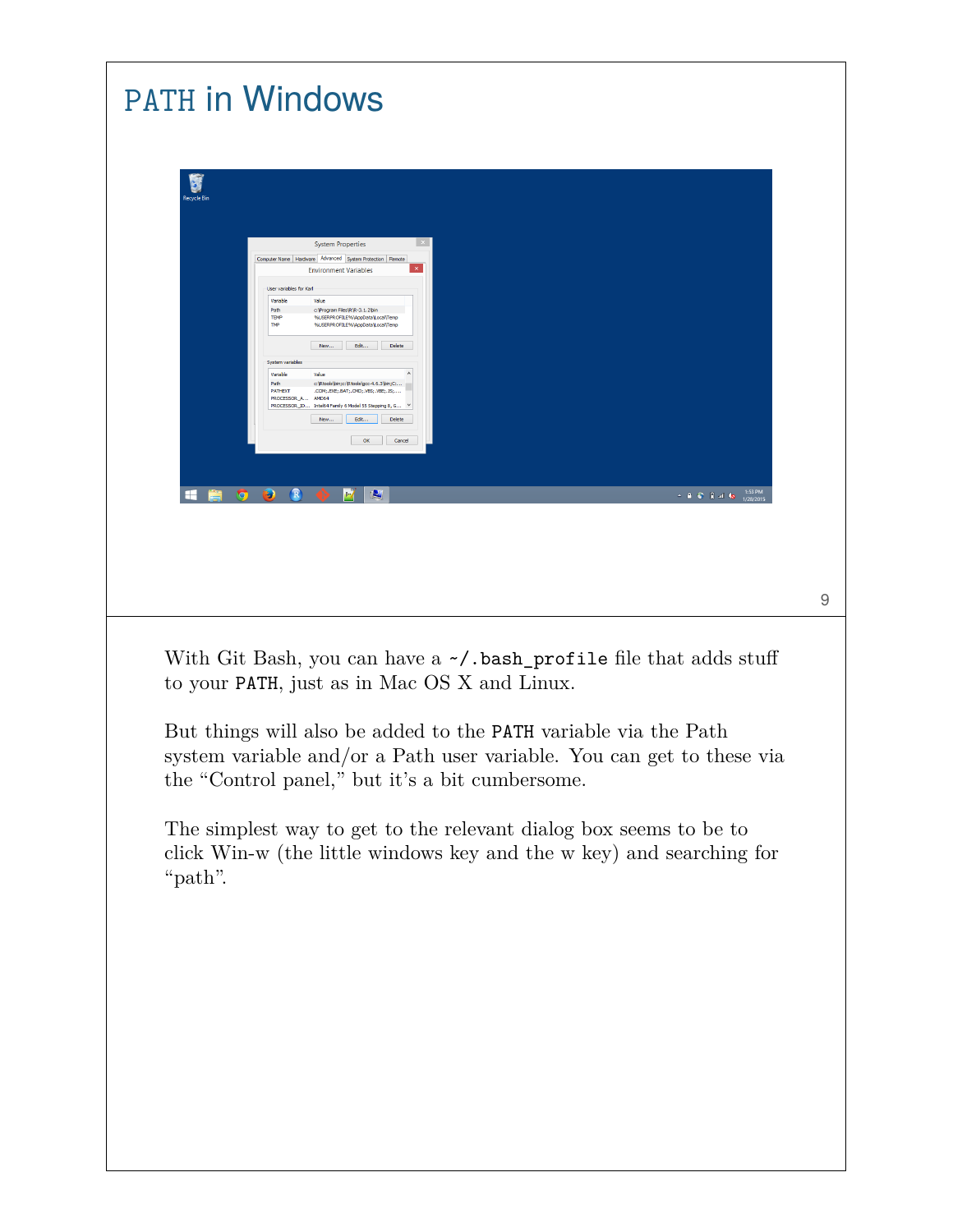# PATH in Windows

With Git Bash, you can have a `~/.bash_profile` file that adds stuff to your `PATH`, just as in Mac OS X and Linux.

But things will also be added to the `PATH` variable via the Path system variable and/or a Path user variable. You can get to these via the "Control panel," but it's a bit cumbersome.

The simplest way to get to the relevant dialog box seems to be to click Win-w (the little windows key and the w key) and searching for "path".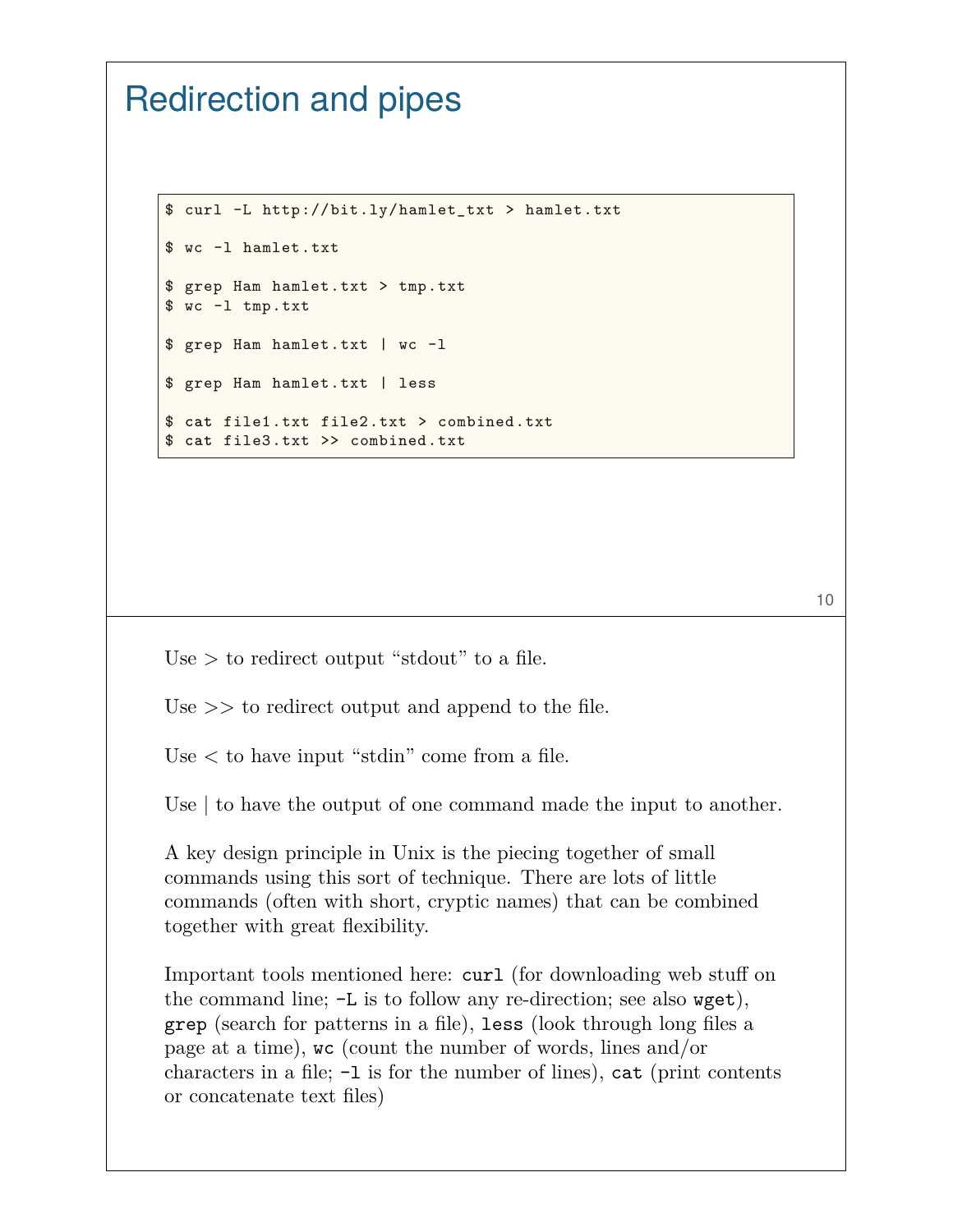# Redirection and pipes

```
$ curl -L http://bit.ly/hamlet_txt > hamlet.txt

$ wc -l hamlet.txt

$ grep Ham hamlet.txt > tmp.txt
$ wc -l tmp.txt

$ grep Ham hamlet.txt | wc -l

$ grep Ham hamlet.txt | less

$ cat file1.txt file2.txt > combined.txt
$ cat file3.txt >> combined.txt
```

Use > to redirect output "stdout" to a file.

Use >> to redirect output and append to the file.

Use < to have input "stdin" come from a file.

Use | to have the output of one command made the input to another.

A key design principle in Unix is the piecing together of small commands using this sort of technique. There are lots of little commands (often with short, cryptic names) that can be combined together with great flexibility.

Important tools mentioned here: `curl` (for downloading web stuff on the command line; `-L` is to follow any re-direction; see also `wget`), `grep` (search for patterns in a file), `less` (look through long files a page at a time), `wc` (count the number of words, lines and/or characters in a file; `-l` is for the number of lines), `cat` (print contents or concatenate text files)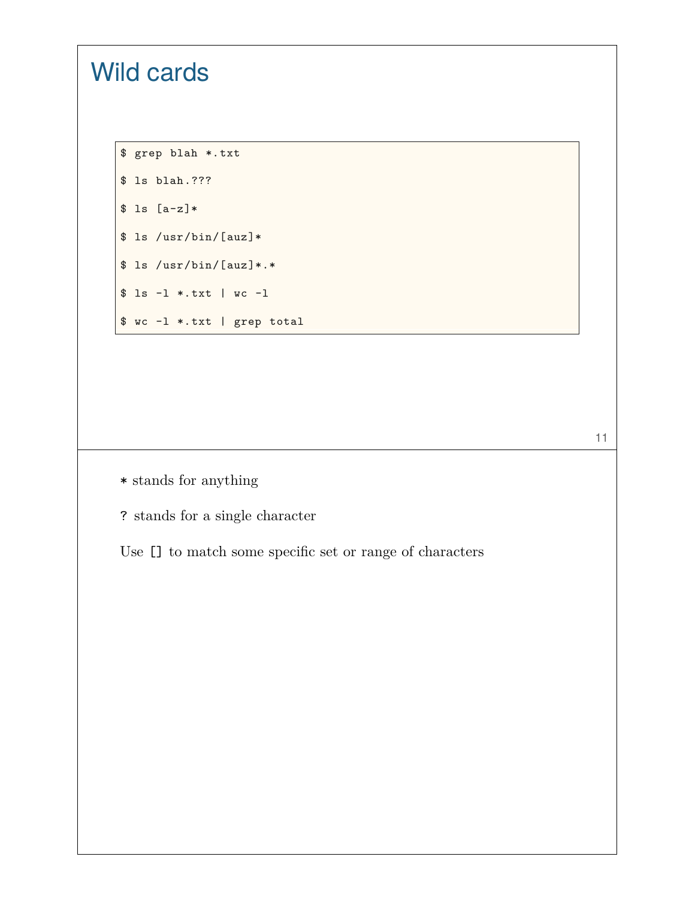# Wild cards

```
$ grep blah *.txt

$ ls blah.???

$ ls [a-z]*

$ ls /usr/bin/[auz]*

$ ls /usr/bin/[auz]*.*

$ ls -l *.txt | wc -l

$ wc -l *.txt | grep total
```

`*` stands for anything

`?` stands for a single character

Use `[]` to match some specific set or range of characters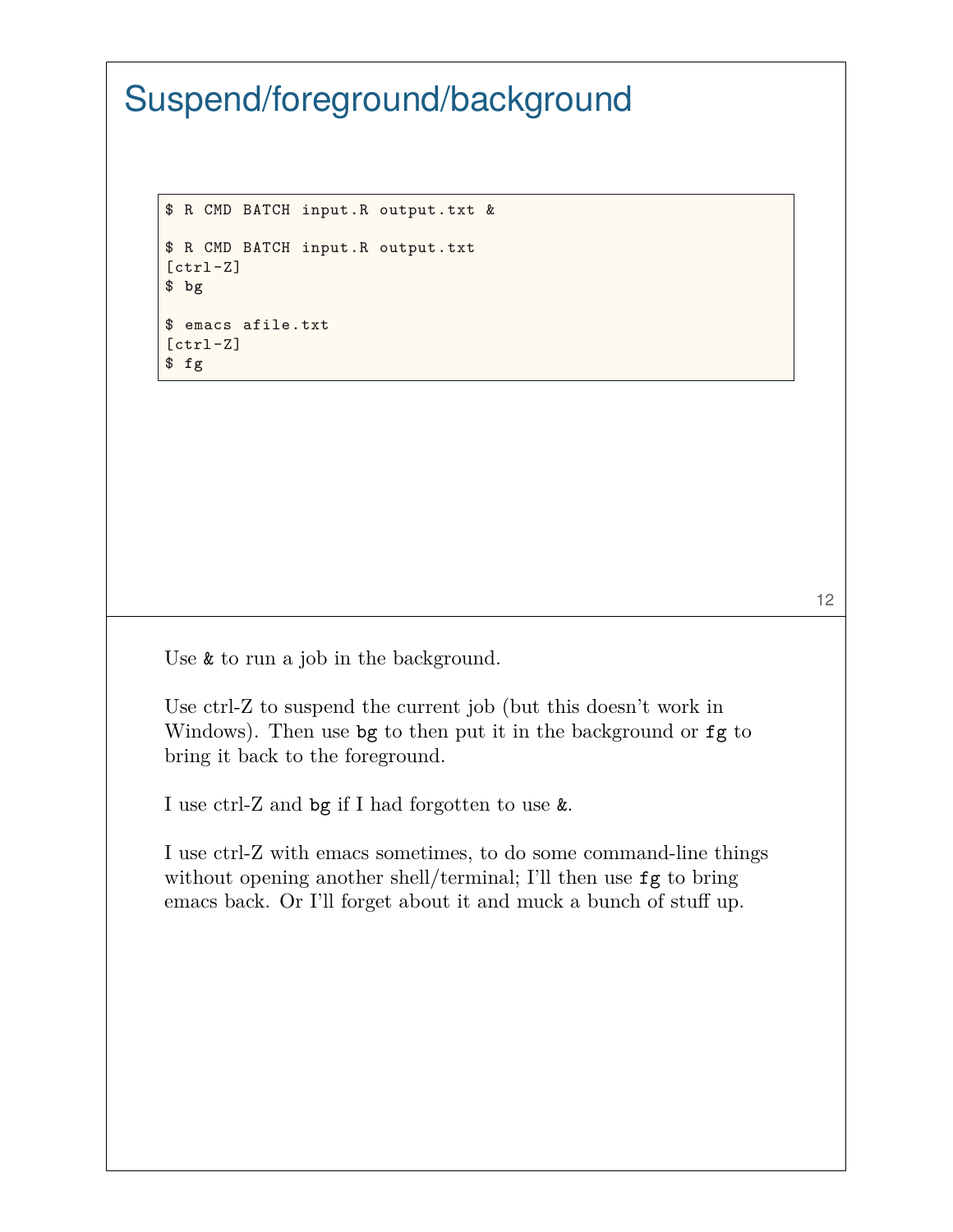# Suspend/foreground/background

```
$ R CMD BATCH input.R output.txt &

$ R CMD BATCH input.R output.txt
[ctrl-Z]
$ bg

$ emacs afile.txt
[ctrl-Z]
$ fg
```

Use `&` to run a job in the background.

Use ctrl-Z to suspend the current job (but this doesn't work in Windows). Then use `bg` to then put it in the background or `fg` to bring it back to the foreground.

I use ctrl-Z and `bg` if I had forgotten to use `&`.

I use ctrl-Z with emacs sometimes, to do some command-line things without opening another shell/terminal; I'll then use `fg` to bring emacs back. Or I'll forget about it and muck a bunch of stuff up.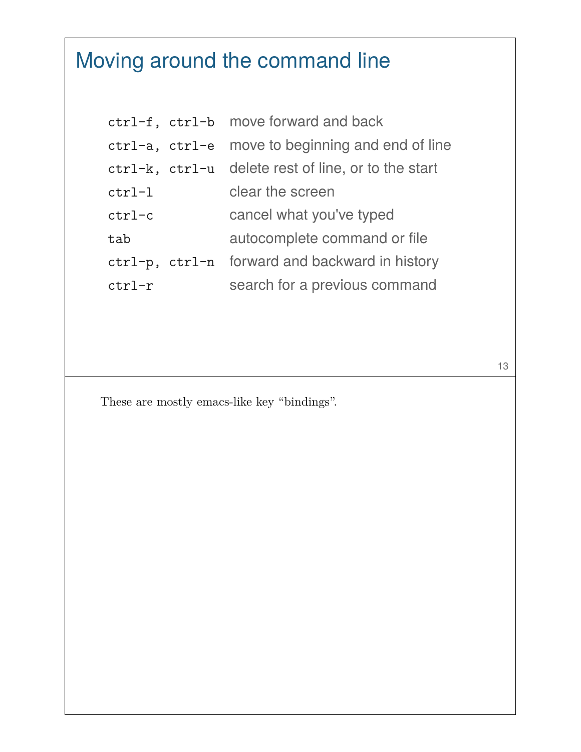# Moving around the command line

| | |
|---|---|
| `ctrl-f, ctrl-b` | move forward and back |
| `ctrl-a, ctrl-e` | move to beginning and end of line |
| `ctrl-k, ctrl-u` | delete rest of line, or to the start |
| `ctrl-l` | clear the screen |
| `ctrl-c` | cancel what you've typed |
| `tab` | autocomplete command or file |
| `ctrl-p, ctrl-n` | forward and backward in history |
| `ctrl-r` | search for a previous command |

These are mostly emacs-like key "bindings".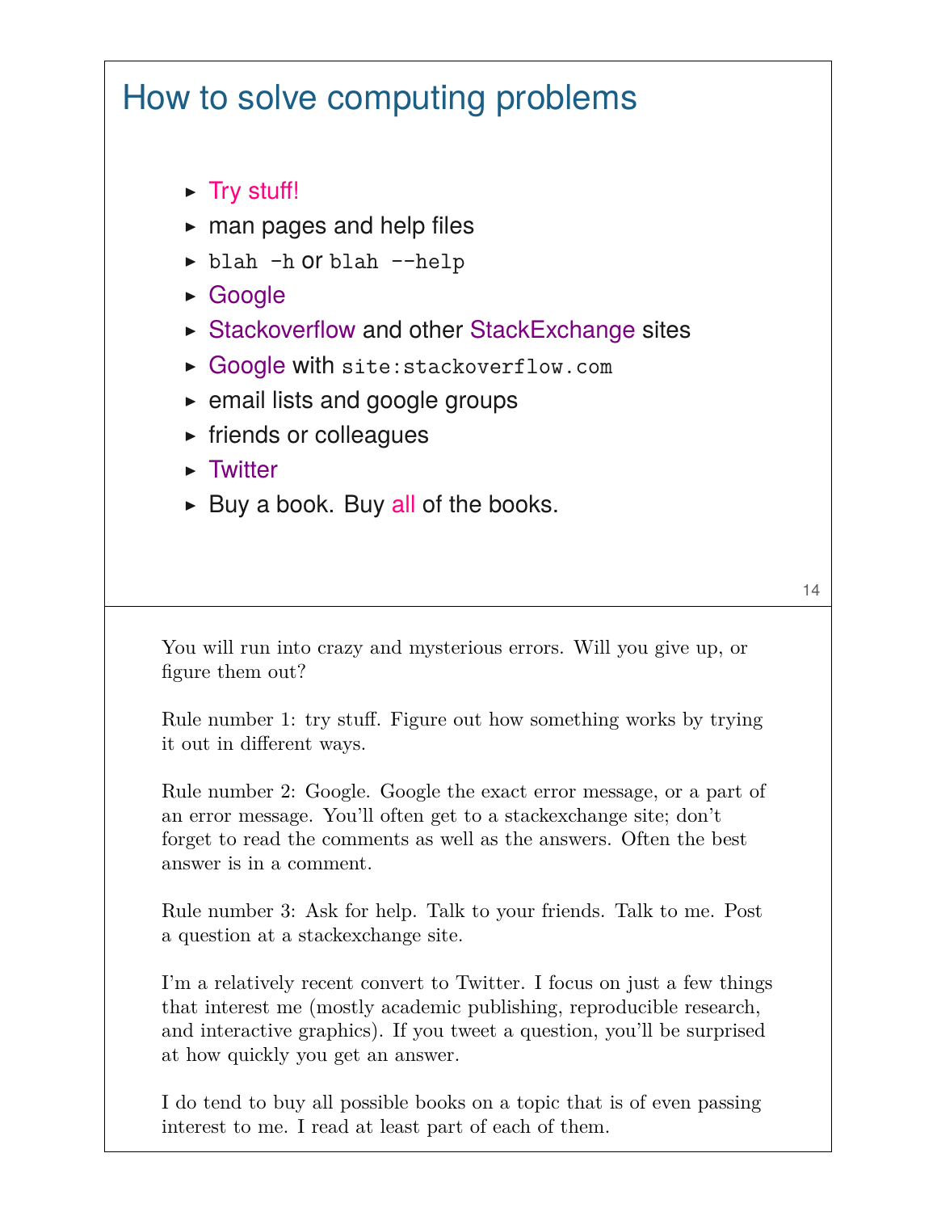# How to solve computing problems

- Try stuff!
- man pages and help files
- `blah -h` or `blah --help`
- Google
- Stackoverflow and other StackExchange sites
- Google with `site:stackoverflow.com`
- email lists and google groups
- friends or colleagues
- Twitter
- Buy a book. Buy all of the books.

You will run into crazy and mysterious errors. Will you give up, or figure them out?

Rule number 1: try stuff. Figure out how something works by trying it out in different ways.

Rule number 2: Google. Google the exact error message, or a part of an error message. You'll often get to a stackexchange site; don't forget to read the comments as well as the answers. Often the best answer is in a comment.

Rule number 3: Ask for help. Talk to your friends. Talk to me. Post a question at a stackexchange site.

I'm a relatively recent convert to Twitter. I focus on just a few things that interest me (mostly academic publishing, reproducible research, and interactive graphics). If you tweet a question, you'll be surprised at how quickly you get an answer.

I do tend to buy all possible books on a topic that is of even passing interest to me. I read at least part of each of them.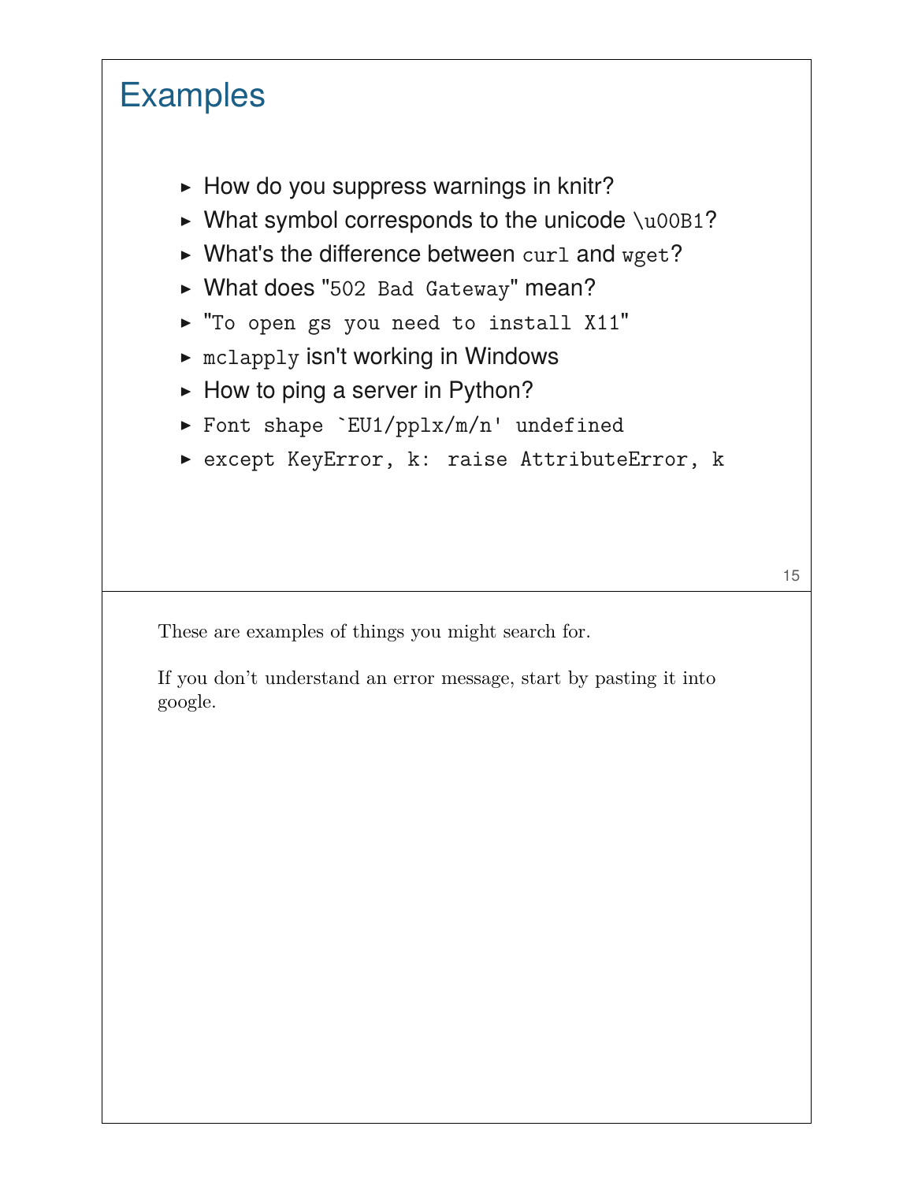# Examples

- How do you suppress warnings in knitr?
- What symbol corresponds to the unicode `\u00B1`?
- What's the difference between `curl` and `wget`?
- What does "`502 Bad Gateway`" mean?
- `"To open gs you need to install X11"`
- `mclapply` isn't working in Windows
- How to ping a server in Python?
- `` Font shape `EU1/pplx/m/n' undefined ``
- `except KeyError, k: raise AttributeError, k`

These are examples of things you might search for.

If you don't understand an error message, start by pasting it into google.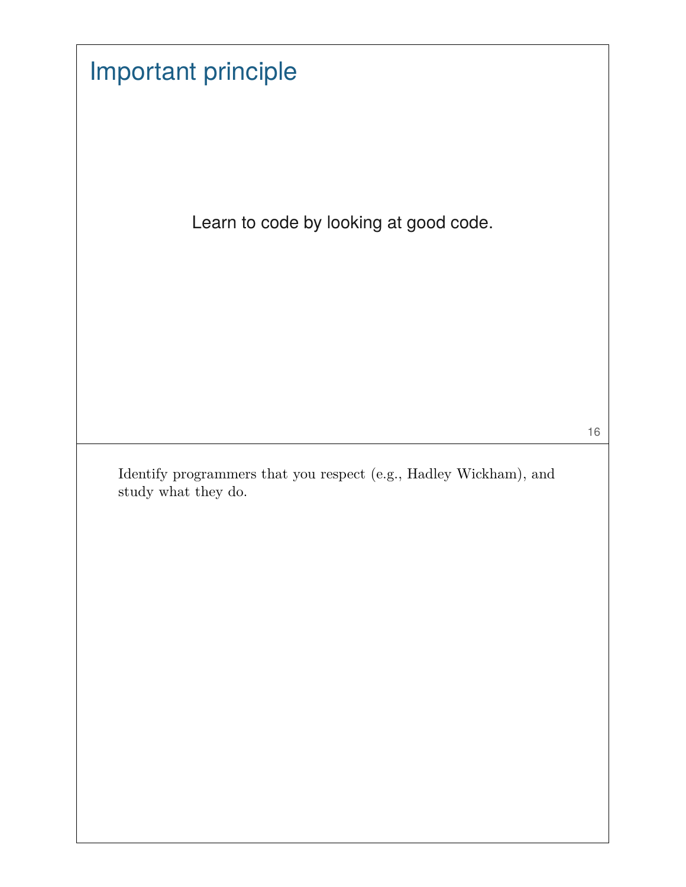# Important principle

Learn to code by looking at good code.

Identify programmers that you respect (e.g., Hadley Wickham), and study what they do.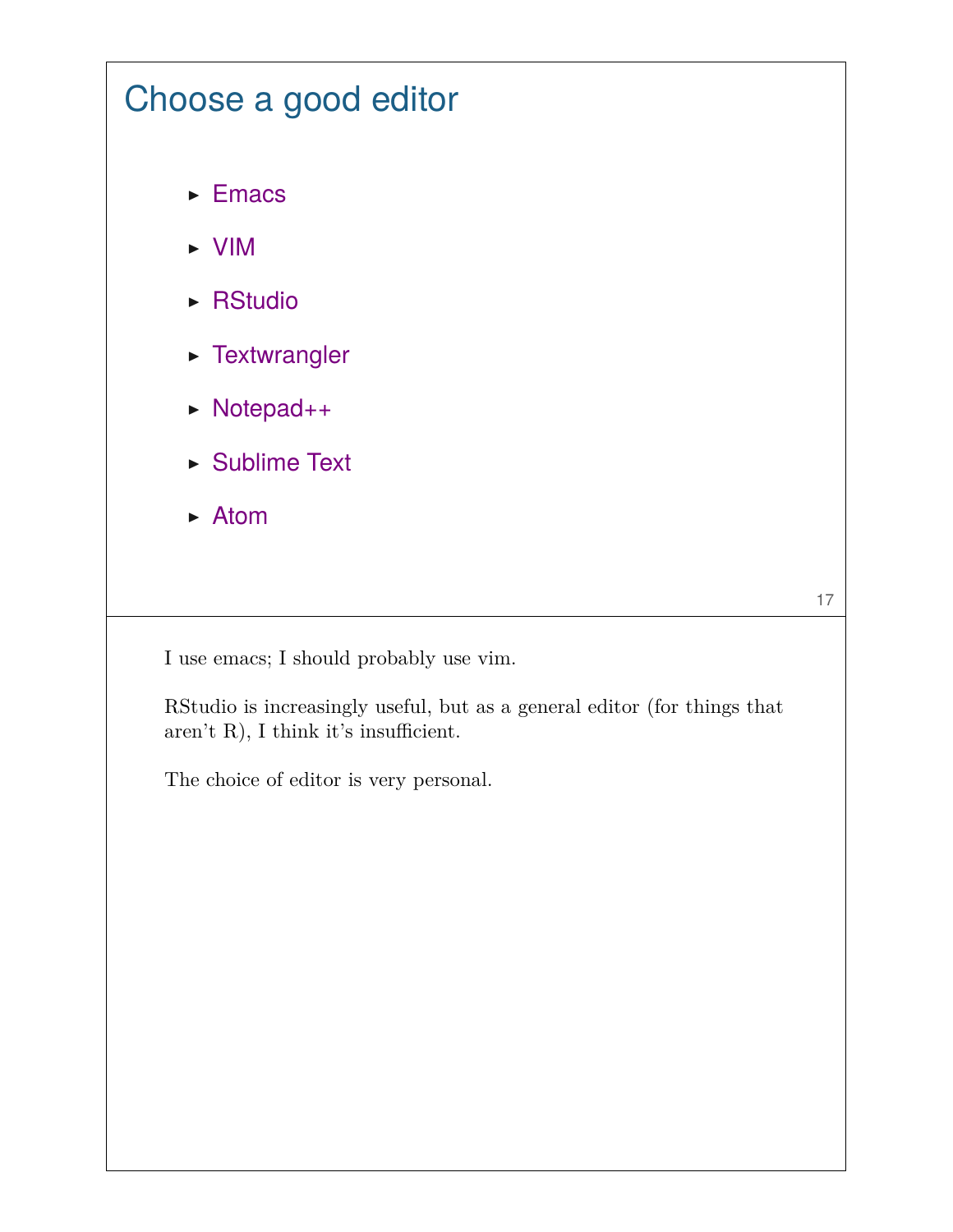# Choose a good editor

- Emacs
- VIM
- RStudio
- Textwrangler
- Notepad++
- Sublime Text
- Atom

I use emacs; I should probably use vim.

RStudio is increasingly useful, but as a general editor (for things that aren't R), I think it's insufficient.

The choice of editor is very personal.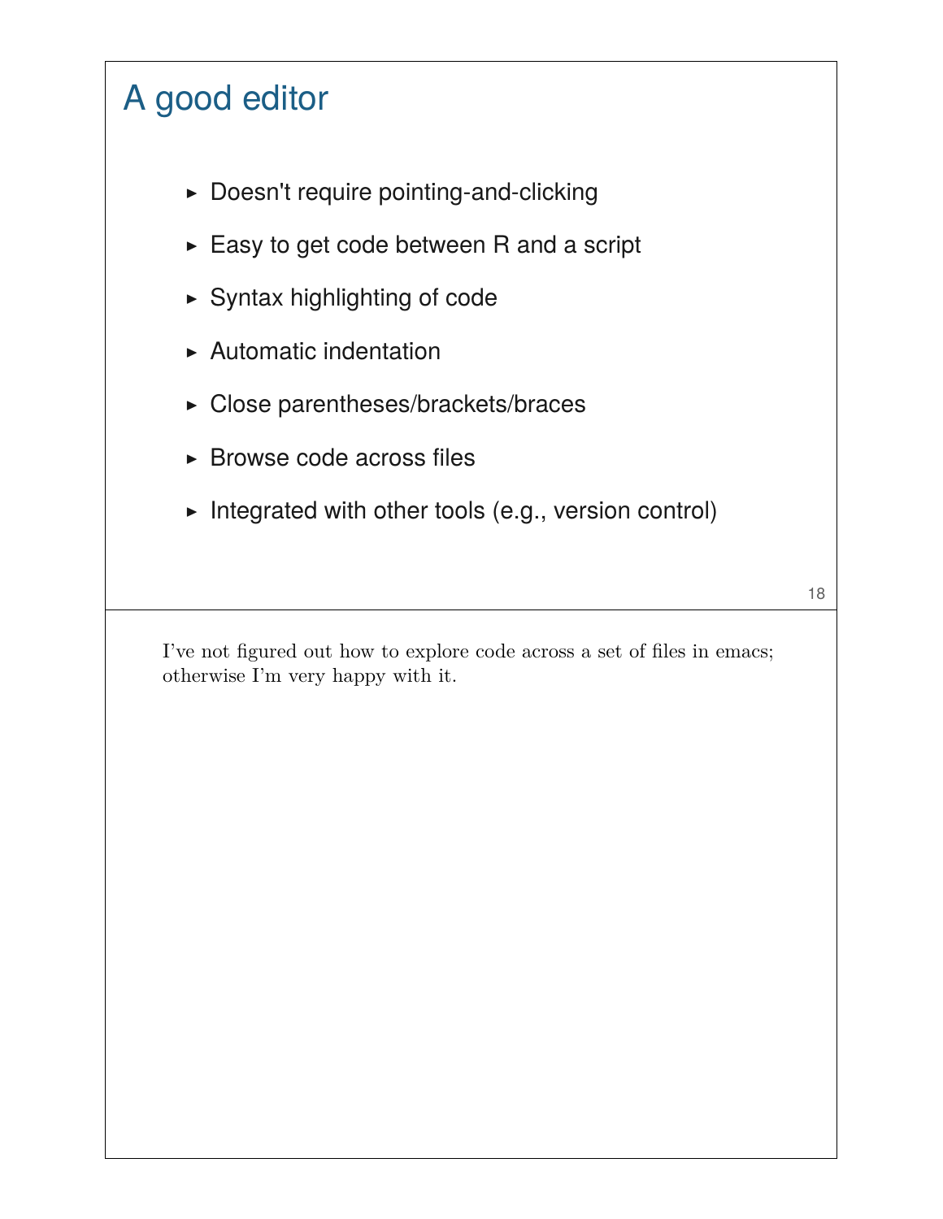# A good editor

- Doesn't require pointing-and-clicking
- Easy to get code between R and a script
- Syntax highlighting of code
- Automatic indentation
- Close parentheses/brackets/braces
- Browse code across files
- Integrated with other tools (e.g., version control)

I've not figured out how to explore code across a set of files in emacs; otherwise I'm very happy with it.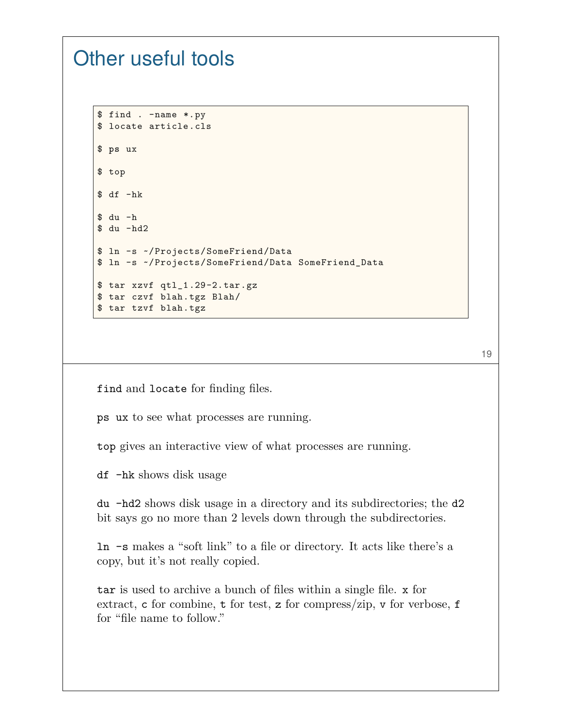# Other useful tools

```
$ find . -name *.py
$ locate article.cls

$ ps ux

$ top

$ df -hk

$ du -h
$ du -hd2

$ ln -s ~/Projects/SomeFriend/Data
$ ln -s ~/Projects/SomeFriend/Data SomeFriend_Data

$ tar xzvf qtl_1.29-2.tar.gz
$ tar czvf blah.tgz Blah/
$ tar tzvf blah.tgz
```

`find` and `locate` for finding files.

`ps ux` to see what processes are running.

`top` gives an interactive view of what processes are running.

`df -hk` shows disk usage

`du -hd2` shows disk usage in a directory and its subdirectories; the `d2` bit says go no more than 2 levels down through the subdirectories.

`ln -s` makes a "soft link" to a file or directory. It acts like there's a copy, but it's not really copied.

`tar` is used to archive a bunch of files within a single file. `x` for extract, `c` for combine, `t` for test, `z` for compress/zip, `v` for verbose, `f` for "file name to follow."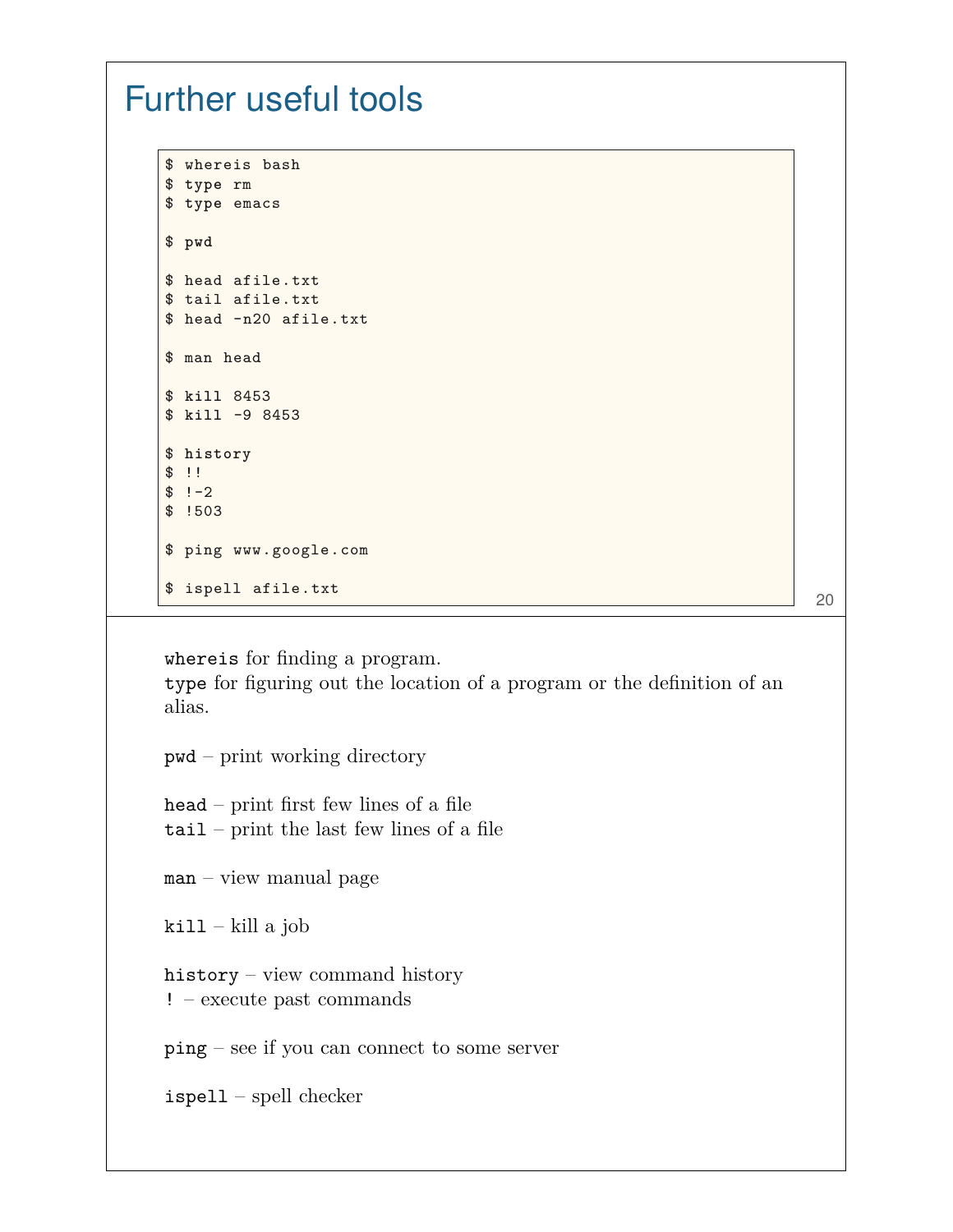# Further useful tools

```
$ whereis bash
$ type rm
$ type emacs

$ pwd

$ head afile.txt
$ tail afile.txt
$ head -n20 afile.txt

$ man head

$ kill 8453
$ kill -9 8453

$ history
$ !!
$ !-2
$ !503

$ ping www.google.com

$ ispell afile.txt
```

`whereis` for finding a program.
`type` for figuring out the location of a program or the definition of an alias.

`pwd` – print working directory

`head` – print first few lines of a file
`tail` – print the last few lines of a file

`man` – view manual page

`kill` – kill a job

`history` – view command history
`!` – execute past commands

`ping` – see if you can connect to some server

`ispell` – spell checker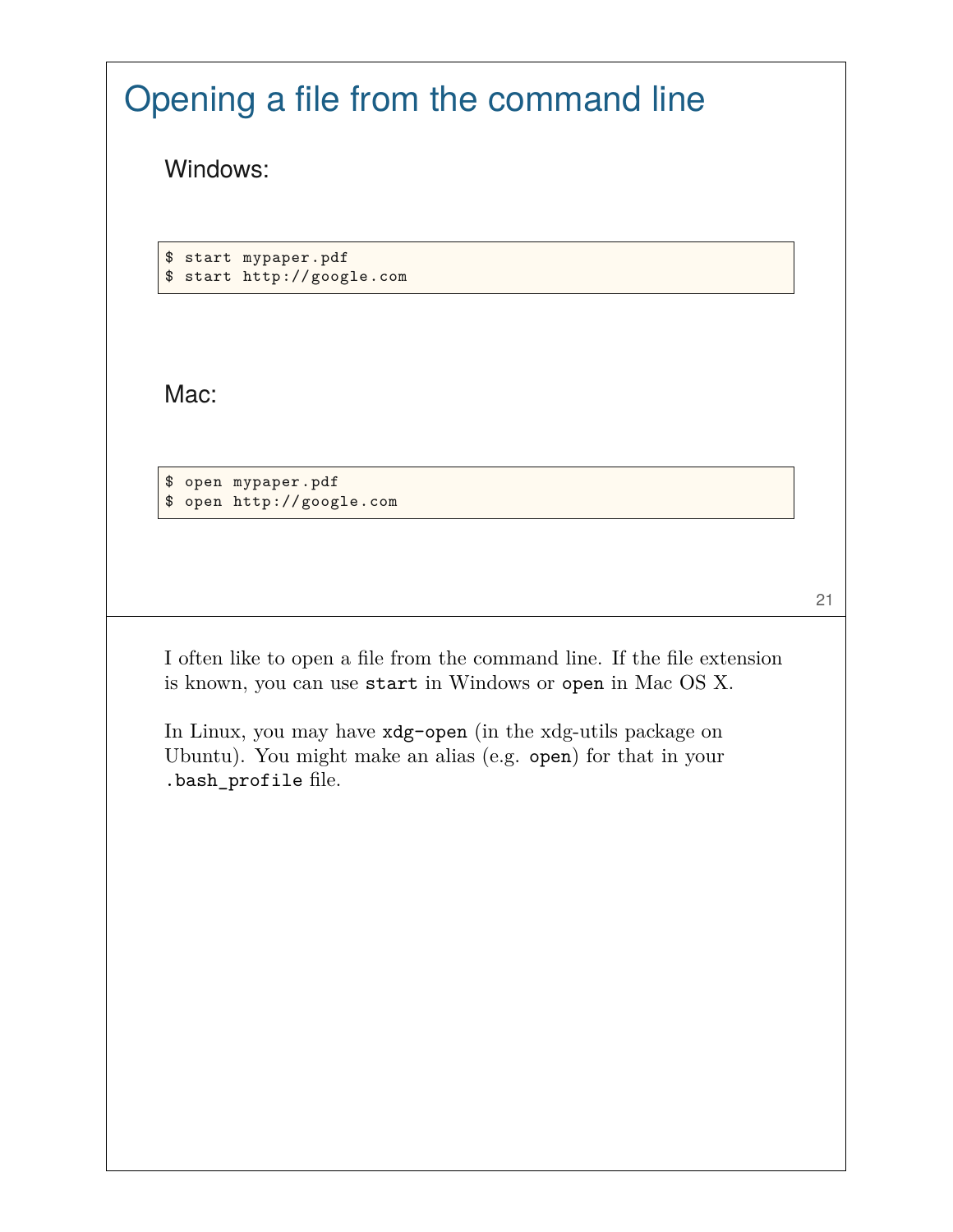# Opening a file from the command line

Windows:

```
$ start mypaper.pdf
$ start http://google.com
```

Mac:

```
$ open mypaper.pdf
$ open http://google.com
```

I often like to open a file from the command line. If the file extension is known, you can use `start` in Windows or `open` in Mac OS X.

In Linux, you may have `xdg-open` (in the xdg-utils package on Ubuntu). You might make an alias (e.g. `open`) for that in your `.bash_profile` file.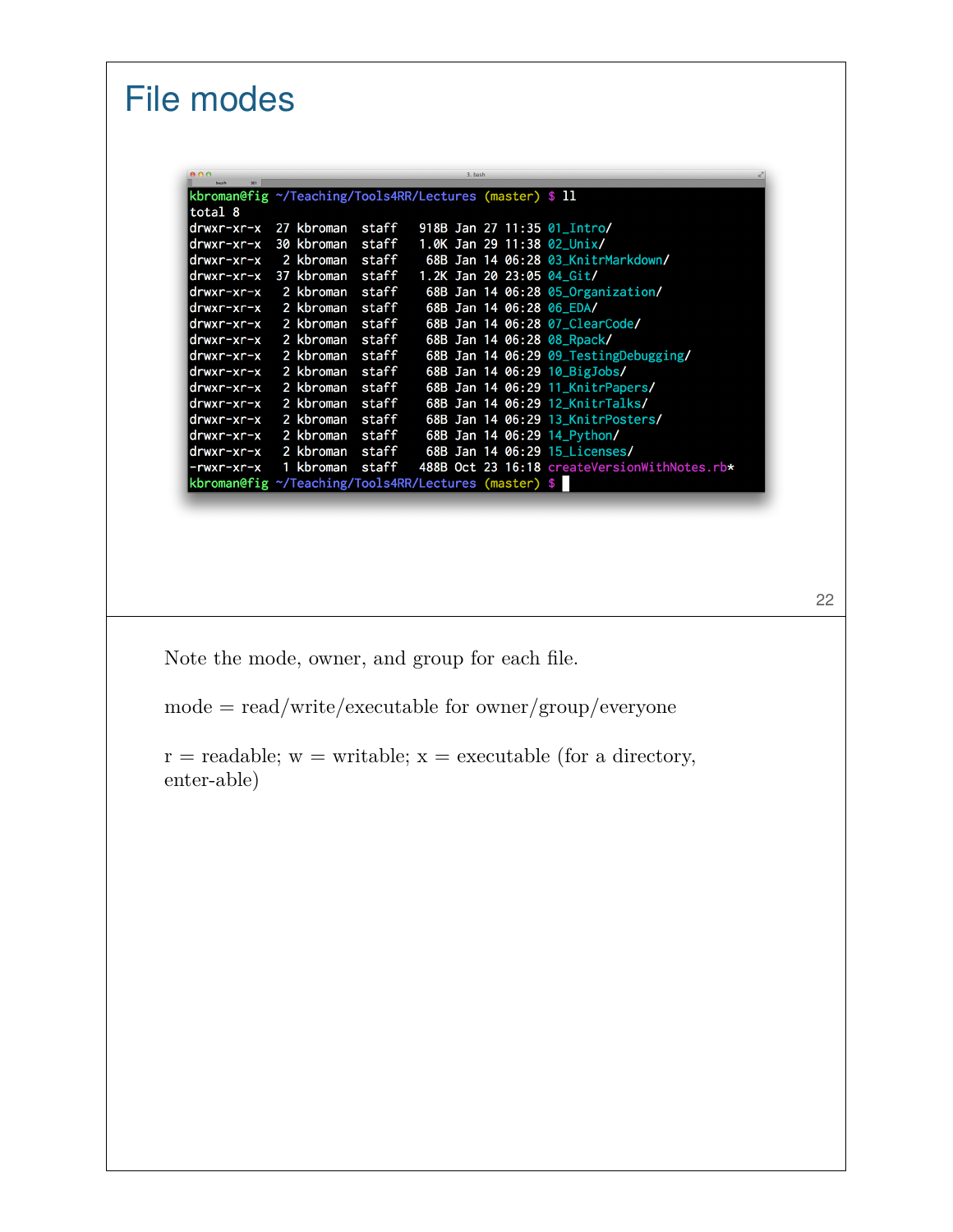# File modes

```
kbroman@fig ~/Teaching/Tools4RR/Lectures (master) $ ll
total 8
drwxr-xr-x  27 kbroman  staff   918B Jan 27 11:35 01_Intro/
drwxr-xr-x  30 kbroman  staff   1.0K Jan 29 11:38 02_Unix/
drwxr-xr-x   2 kbroman  staff    68B Jan 14 06:28 03_KnitrMarkdown/
drwxr-xr-x  37 kbroman  staff   1.2K Jan 20 23:05 04_Git/
drwxr-xr-x   2 kbroman  staff    68B Jan 14 06:28 05_Organization/
drwxr-xr-x   2 kbroman  staff    68B Jan 14 06:28 06_EDA/
drwxr-xr-x   2 kbroman  staff    68B Jan 14 06:28 07_ClearCode/
drwxr-xr-x   2 kbroman  staff    68B Jan 14 06:28 08_Rpack/
drwxr-xr-x   2 kbroman  staff    68B Jan 14 06:29 09_TestingDebugging/
drwxr-xr-x   2 kbroman  staff    68B Jan 14 06:29 10_BigJobs/
drwxr-xr-x   2 kbroman  staff    68B Jan 14 06:29 11_KnitrPapers/
drwxr-xr-x   2 kbroman  staff    68B Jan 14 06:29 12_KnitrTalks/
drwxr-xr-x   2 kbroman  staff    68B Jan 14 06:29 13_KnitrPosters/
drwxr-xr-x   2 kbroman  staff    68B Jan 14 06:29 14_Python/
drwxr-xr-x   2 kbroman  staff    68B Jan 14 06:29 15_Licenses/
-rwxr-xr-x   1 kbroman  staff   488B Oct 23 16:18 createVersionWithNotes.rb*
kbroman@fig ~/Teaching/Tools4RR/Lectures (master) $
```

Note the mode, owner, and group for each file.

mode = read/write/executable for owner/group/everyone

r = readable; w = writable; x = executable (for a directory, enter-able)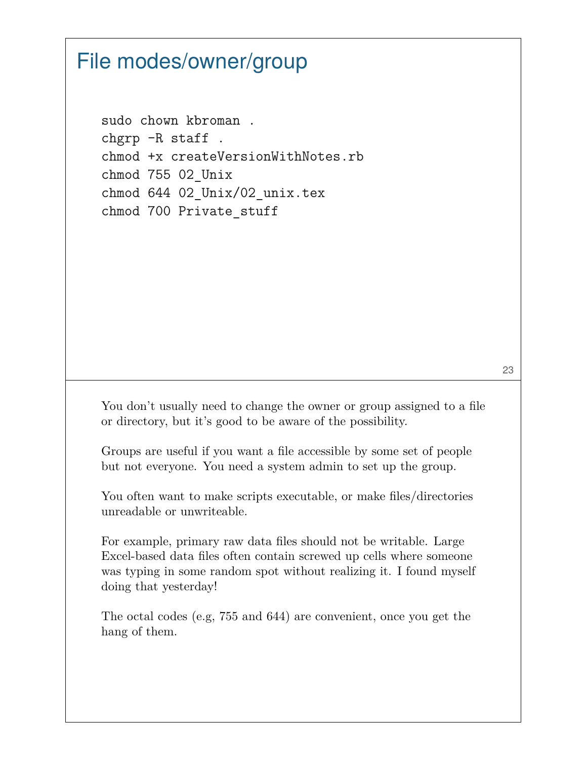# File modes/owner/group

```
sudo chown kbroman .
chgrp -R staff .
chmod +x createVersionWithNotes.rb
chmod 755 02_Unix
chmod 644 02_Unix/02_unix.tex
chmod 700 Private_stuff
```

You don't usually need to change the owner or group assigned to a file or directory, but it's good to be aware of the possibility.

Groups are useful if you want a file accessible by some set of people but not everyone. You need a system admin to set up the group.

You often want to make scripts executable, or make files/directories unreadable or unwriteable.

For example, primary raw data files should not be writable. Large Excel-based data files often contain screwed up cells where someone was typing in some random spot without realizing it. I found myself doing that yesterday!

The octal codes (e.g, 755 and 644) are convenient, once you get the hang of them.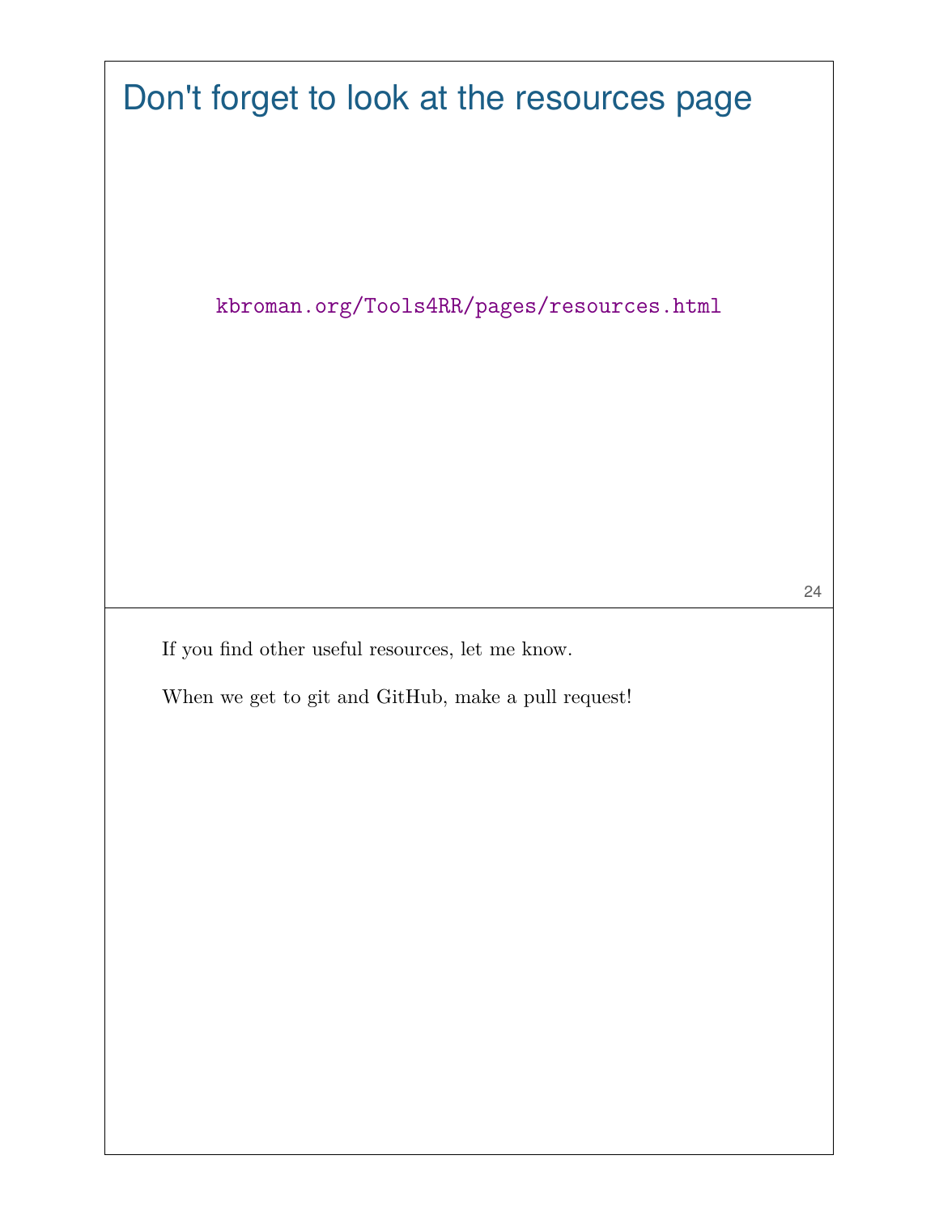# Don't forget to look at the resources page

kbroman.org/Tools4RR/pages/resources.html

If you find other useful resources, let me know.

When we get to git and GitHub, make a pull request!